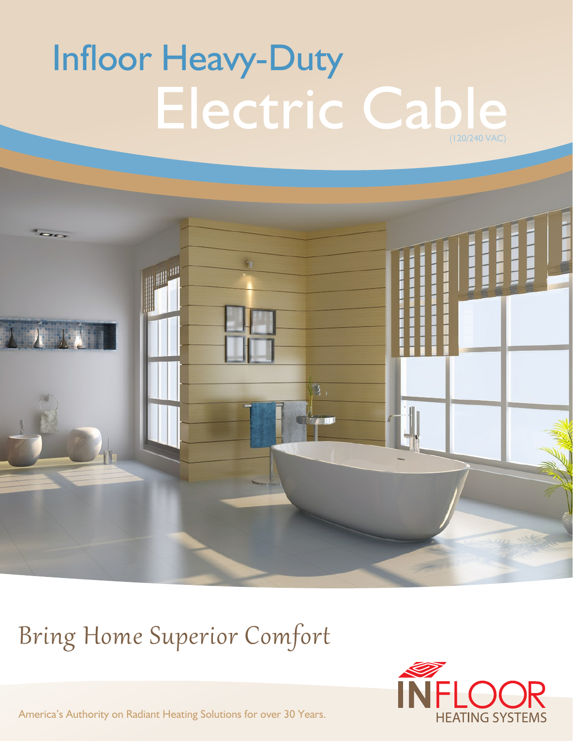# Infloor Heavy-Duty Electric Cable

(120/240 VAC)

## *Bring Home Superior Comfort*

INFLOOR HEATING SYSTEMS

America's Authority on Radiant Heating Solutions for over 30 Years.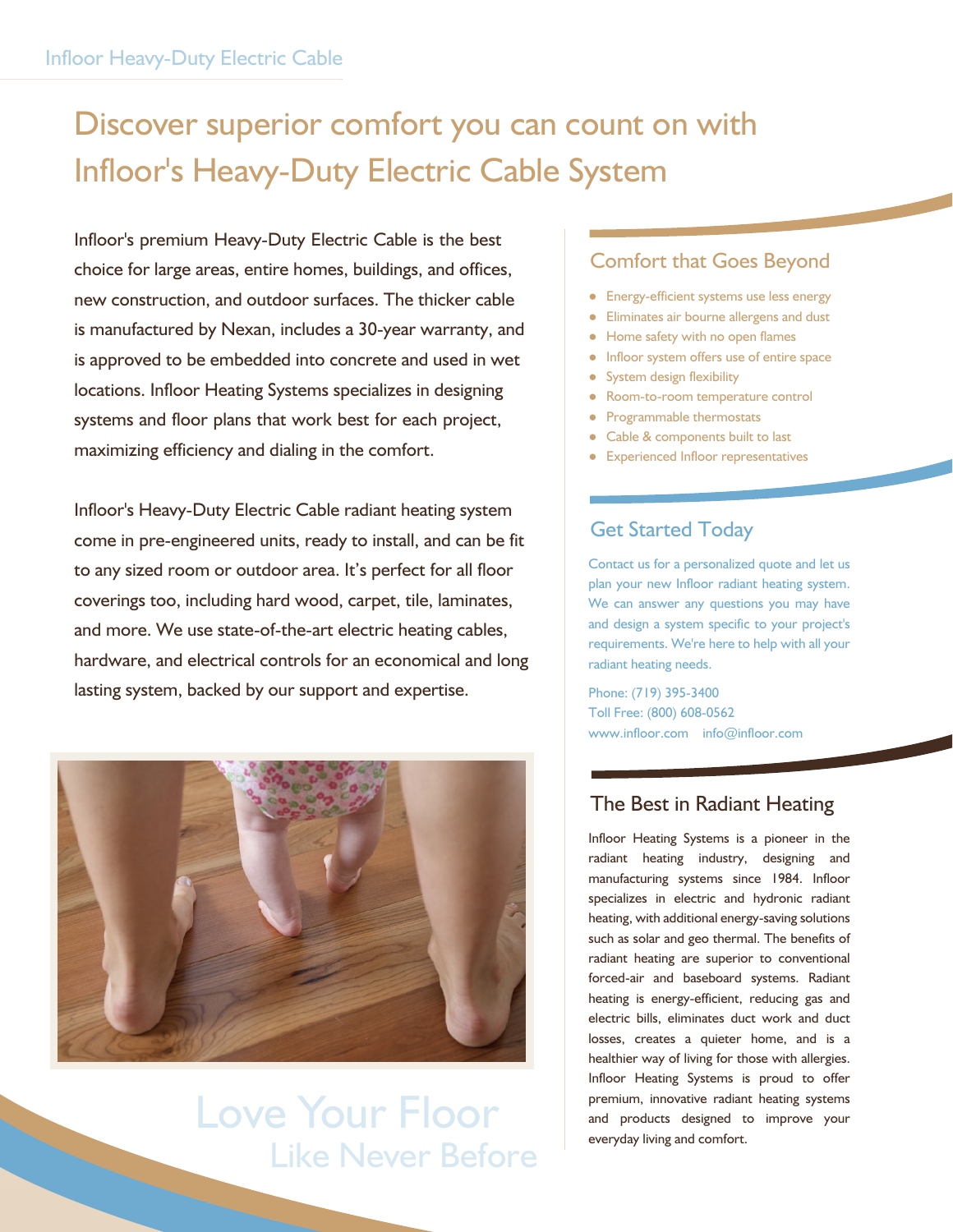# Discover superior comfort you can count on with Infloor's Heavy-Duty Electric Cable System

Infloor's premium Heavy-Duty Electric Cable is the best choice for large areas, entire homes, buildings, and offices, new construction, and outdoor surfaces. The thicker cable is manufactured by Nexan, includes a 30-year warranty, and is approved to be embedded into concrete and used in wet locations. Infloor Heating Systems specializes in designing systems and floor plans that work best for each project, maximizing efficiency and dialing in the comfort.

Infloor's Heavy-Duty Electric Cable radiant heating system come in pre-engineered units, ready to install, and can be fit to any sized room or outdoor area. It's perfect for all floor coverings too, including hard wood, carpet, tile, laminates, and more. We use state-of-the-art electric heating cables, hardware, and electrical controls for an economical and long lasting system, backed by our support and expertise.

Love Your Floor
Like Never Before

## Comfort that Goes Beyond

- Energy-efficient systems use less energy
- Eliminates air bourne allergens and dust
- Home safety with no open flames
- Infloor system offers use of entire space
- System design flexibility
- Room-to-room temperature control
- Programmable thermostats
- Cable & components built to last
- Experienced Infloor representatives

## Get Started Today

Contact us for a personalized quote and let us plan your new Infloor radiant heating system. We can answer any questions you may have and design a system specific to your project's requirements. We're here to help with all your radiant heating needs.

Phone: (719) 395-3400
Toll Free: (800) 608-0562
www.infloor.com info@infloor.com

## The Best in Radiant Heating

Infloor Heating Systems is a pioneer in the radiant heating industry, designing and manufacturing systems since 1984. Infloor specializes in electric and hydronic radiant heating, with additional energy-saving solutions such as solar and geo thermal. The benefits of radiant heating are superior to conventional forced-air and baseboard systems. Radiant heating is energy-efficient, reducing gas and electric bills, eliminates duct work and duct losses, creates a quieter home, and is a healthier way of living for those with allergies. Infloor Heating Systems is proud to offer premium, innovative radiant heating systems and products designed to improve your everyday living and comfort.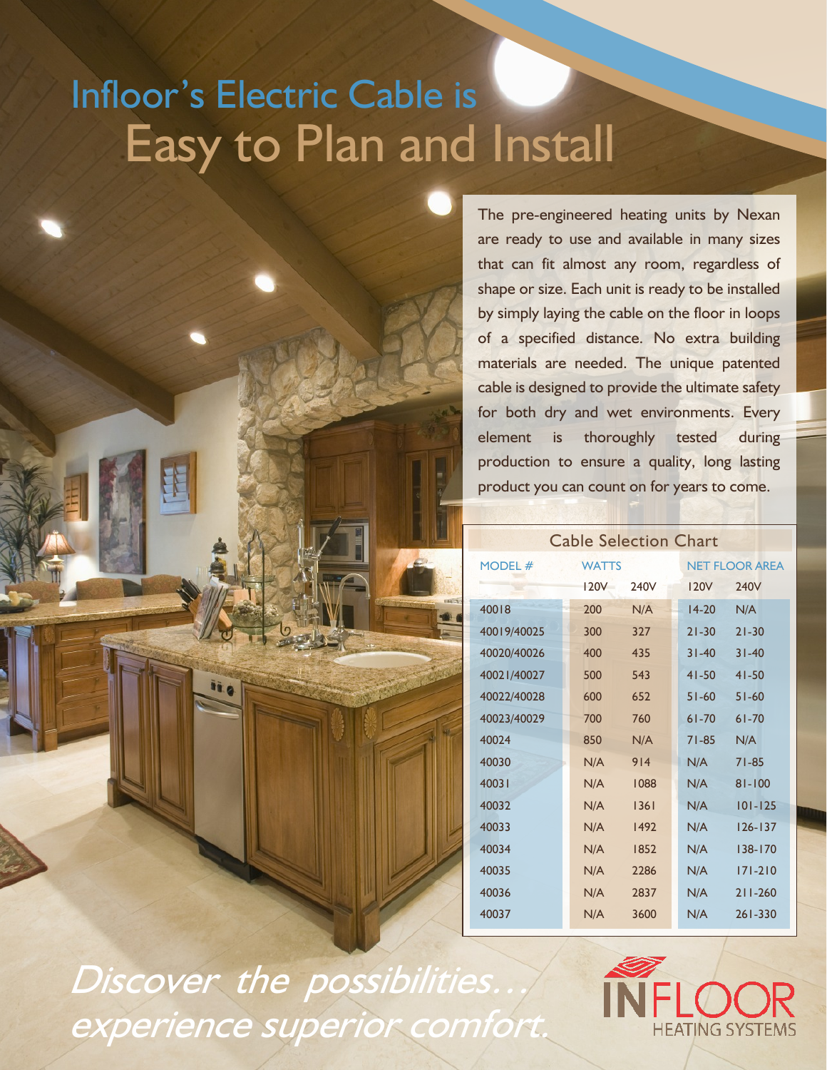# Infloor's Electric Cable is Easy to Plan and Install

The pre-engineered heating units by Nexan are ready to use and available in many sizes that can fit almost any room, regardless of shape or size. Each unit is ready to be installed by simply laying the cable on the floor in loops of a specified distance. No extra building materials are needed. The unique patented cable is designed to provide the ultimate safety for both dry and wet environments. Every element is thoroughly tested during production to ensure a quality, long lasting product you can count on for years to come.

## Cable Selection Chart

| MODEL # | WATTS | | NET FLOOR AREA | |
|---|---|---|---|---|
| | 120V | 240V | 120V | 240V |
| 40018 | 200 | N/A | 14-20 | N/A |
| 40019/40025 | 300 | 327 | 21-30 | 21-30 |
| 40020/40026 | 400 | 435 | 31-40 | 31-40 |
| 40021/40027 | 500 | 543 | 41-50 | 41-50 |
| 40022/40028 | 600 | 652 | 51-60 | 51-60 |
| 40023/40029 | 700 | 760 | 61-70 | 61-70 |
| 40024 | 850 | N/A | 71-85 | N/A |
| 40030 | N/A | 914 | N/A | 71-85 |
| 40031 | N/A | 1088 | N/A | 81-100 |
| 40032 | N/A | 1361 | N/A | 101-125 |
| 40033 | N/A | 1492 | N/A | 126-137 |
| 40034 | N/A | 1852 | N/A | 138-170 |
| 40035 | N/A | 2286 | N/A | 171-210 |
| 40036 | N/A | 2837 | N/A | 211-260 |
| 40037 | N/A | 3600 | N/A | 261-330 |

*Discover the possibilities… experience superior comfort.*

INFLOOR HEATING SYSTEMS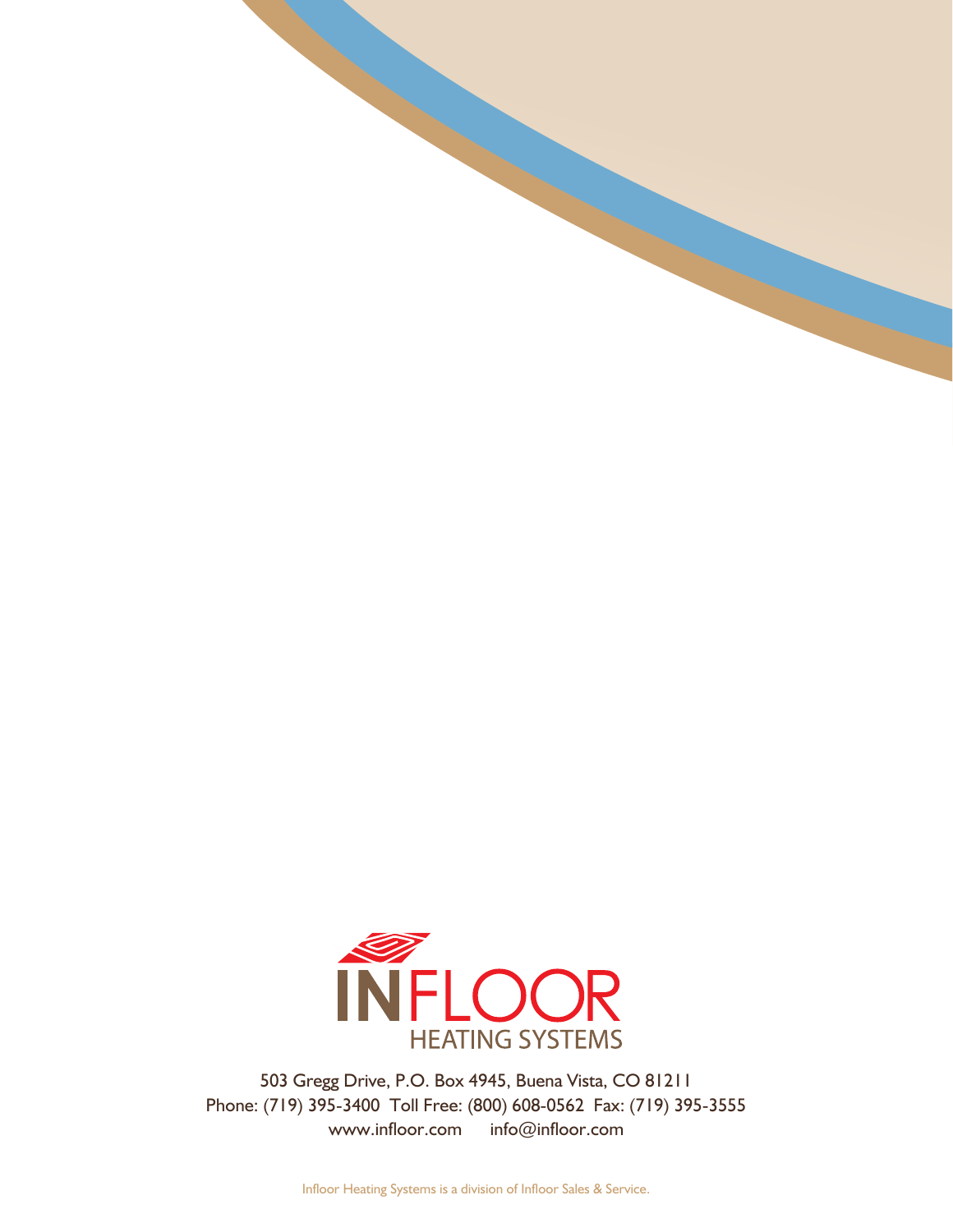INFLOOR
HEATING SYSTEMS

503 Gregg Drive, P.O. Box 4945, Buena Vista, CO 81211
Phone: (719) 395-3400 Toll Free: (800) 608-0562 Fax: (719) 395-3555
www.infloor.com info@infloor.com

Infloor Heating Systems is a division of Infloor Sales & Service.